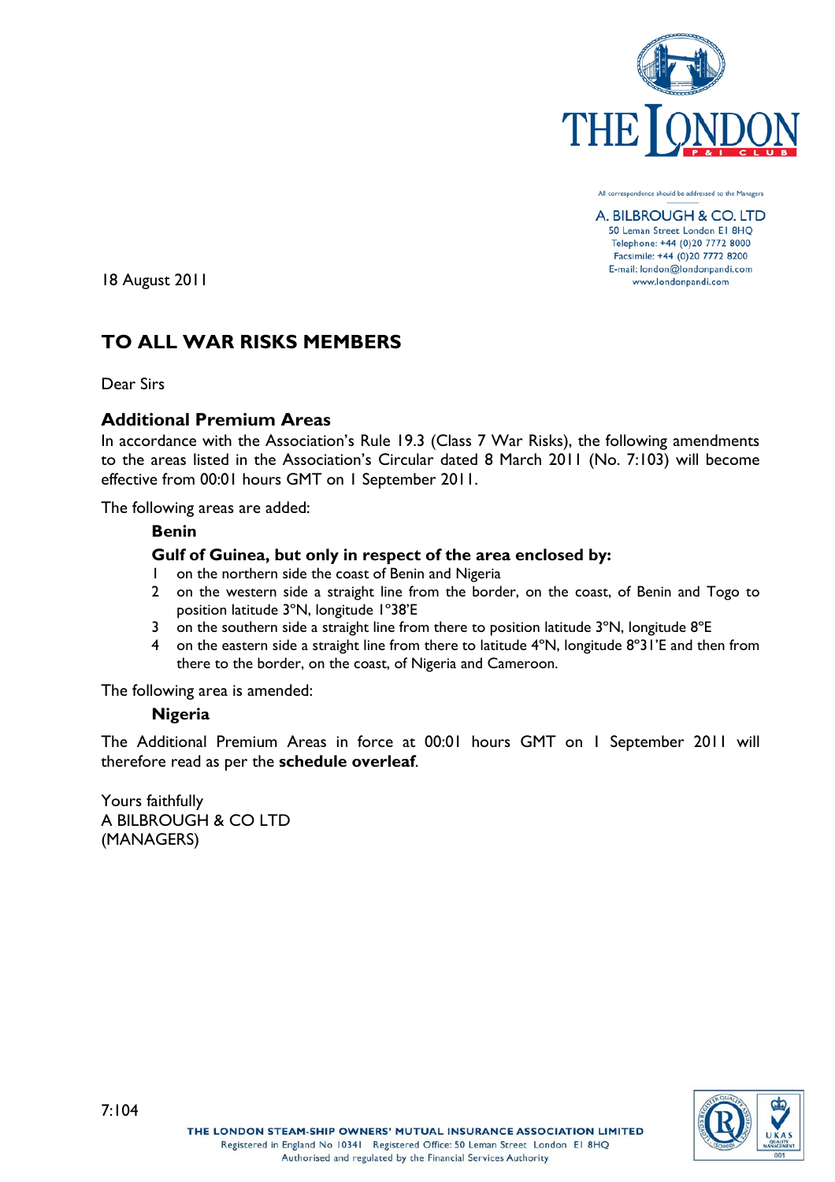All correspondence should be addressed to the Managers

A. BILBROUGH & CO. LTD
50 Leman Street London E1 8HQ
Telephone: +44 (0)20 7772 8000
Facsimile: +44 (0)20 7772 8200
E-mail: london@londonpandi.com
www.londonpandi.com

18 August 2011

## TO ALL WAR RISKS MEMBERS

Dear Sirs

### Additional Premium Areas

In accordance with the Association's Rule 19.3 (Class 7 War Risks), the following amendments to the areas listed in the Association's Circular dated 8 March 2011 (No. 7:103) will become effective from 00:01 hours GMT on 1 September 2011.

The following areas are added:

**Benin**

**Gulf of Guinea, but only in respect of the area enclosed by:**

1. on the northern side the coast of Benin and Nigeria
2. on the western side a straight line from the border, on the coast, of Benin and Togo to position latitude 3°N, longitude 1°38'E
3. on the southern side a straight line from there to position latitude 3°N, longitude 8°E
4. on the eastern side a straight line from there to latitude 4°N, longitude 8°31'E and then from there to the border, on the coast, of Nigeria and Cameroon.

The following area is amended:

**Nigeria**

The Additional Premium Areas in force at 00:01 hours GMT on 1 September 2011 will therefore read as per the **schedule overleaf**.

Yours faithfully
A BILBROUGH & CO LTD
(MANAGERS)

7:104

THE LONDON STEAM-SHIP OWNERS' MUTUAL INSURANCE ASSOCIATION LIMITED
Registered in England No 10341 Registered Office: 50 Leman Street London E1 8HQ
Authorised and regulated by the Financial Services Authority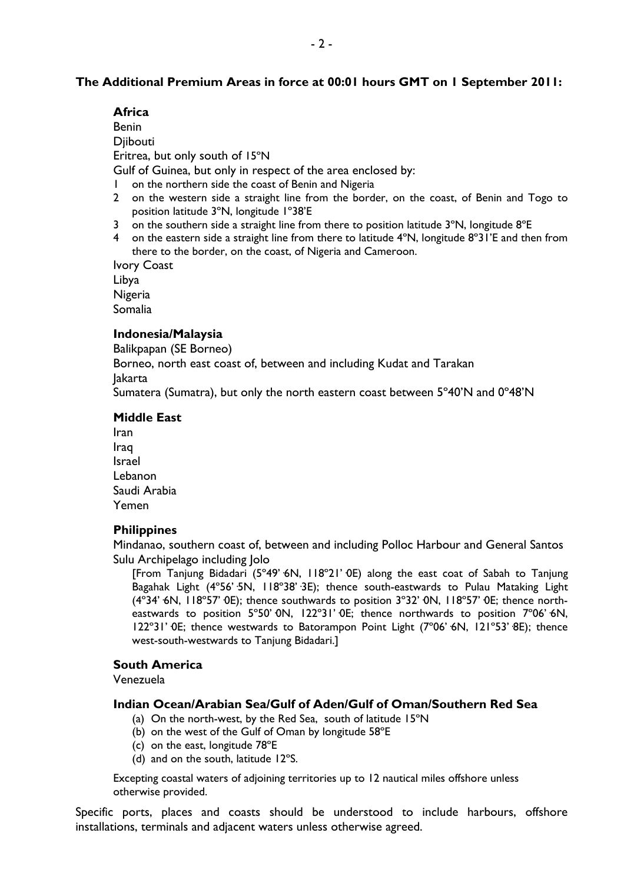**The Additional Premium Areas in force at 00:01 hours GMT on 1 September 2011:**

### Africa

Benin
Djibouti
Eritrea, but only south of 15°N
Gulf of Guinea, but only in respect of the area enclosed by:

1. on the northern side the coast of Benin and Nigeria
2. on the western side a straight line from the border, on the coast, of Benin and Togo to position latitude 3°N, longitude 1°38'E
3. on the southern side a straight line from there to position latitude 3°N, longitude 8°E
4. on the eastern side a straight line from there to latitude 4°N, longitude 8°31'E and then from there to the border, on the coast, of Nigeria and Cameroon.

Ivory Coast
Libya
Nigeria
Somalia

### Indonesia/Malaysia

Balikpapan (SE Borneo)
Borneo, north east coast of, between and including Kudat and Tarakan
Jakarta
Sumatera (Sumatra), but only the north eastern coast between 5°40'N and 0°48'N

### Middle East

Iran
Iraq
Israel
Lebanon
Saudi Arabia
Yemen

### Philippines

Mindanao, southern coast of, between and including Polloc Harbour and General Santos
Sulu Archipelago including Jolo

[From Tanjung Bidadari (5°49'·6N, 118°21'·0E) along the east coat of Sabah to Tanjung Bagahak Light (4°56'·5N, 118°38'·3E); thence south-eastwards to Pulau Mataking Light (4°34'·6N, 118°57'·0E); thence southwards to position 3°32'·0N, 118°57'·0E; thence north-eastwards to position 5°50'·0N, 122°31'·0E; thence northwards to position 7°06'·6N, 122°31'·0E; thence westwards to Batorampon Point Light (7°06'·6N, 121°53'·8E); thence west-south-westwards to Tanjung Bidadari.]

### South America

Venezuela

### Indian Ocean/Arabian Sea/Gulf of Aden/Gulf of Oman/Southern Red Sea

(a) On the north-west, by the Red Sea, south of latitude 15°N
(b) on the west of the Gulf of Oman by longitude 58°E
(c) on the east, longitude 78°E
(d) and on the south, latitude 12°S.

Excepting coastal waters of adjoining territories up to 12 nautical miles offshore unless otherwise provided.

Specific ports, places and coasts should be understood to include harbours, offshore installations, terminals and adjacent waters unless otherwise agreed.